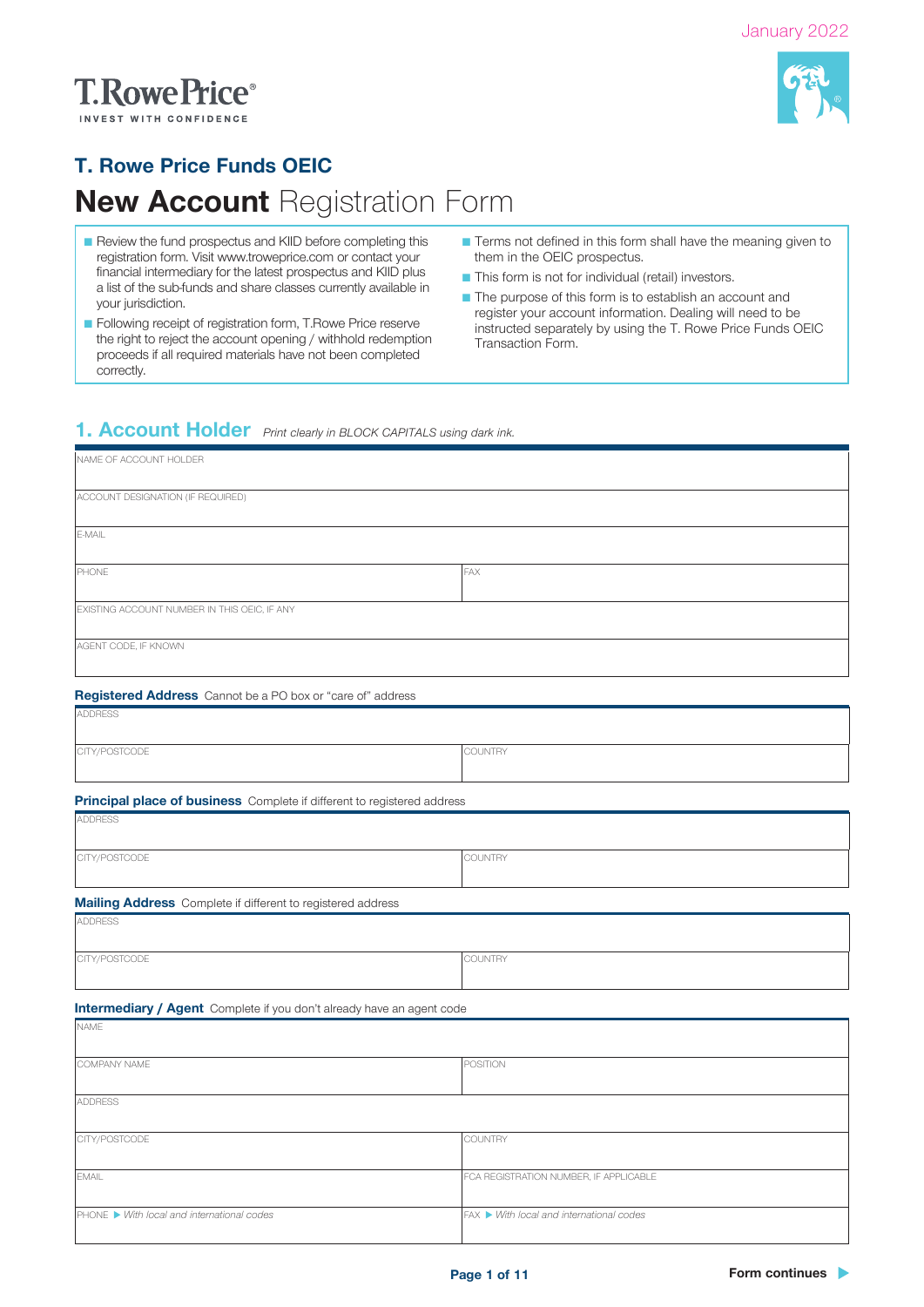January 2022

T.RowePrice®
INVEST WITH CONFIDENCE

# T. Rowe Price Funds OEIC

# **New Account** Registration Form

- Review the fund prospectus and KIID before completing this registration form. Visit www.troweprice.com or contact your financial intermediary for the latest prospectus and KIID plus a list of the sub-funds and share classes currently available in your jurisdiction.
- Following receipt of registration form, T.Rowe Price reserve the right to reject the account opening / withhold redemption proceeds if all required materials have not been completed correctly.
- Terms not defined in this form shall have the meaning given to them in the OEIC prospectus.
- This form is not for individual (retail) investors.
- The purpose of this form is to establish an account and register your account information. Dealing will need to be instructed separately by using the T. Rowe Price Funds OEIC Transaction Form.

## 1. Account Holder *Print clearly in BLOCK CAPITALS using dark ink.*

| NAME OF ACCOUNT HOLDER | |
|---|---|
| ACCOUNT DESIGNATION (IF REQUIRED) | |
| E-MAIL | |
| PHONE | FAX |
| EXISTING ACCOUNT NUMBER IN THIS OEIC, IF ANY | |
| AGENT CODE, IF KNOWN | |

### Registered Address Cannot be a PO box or "care of" address

| ADDRESS | |
|---|---|
| CITY/POSTCODE | COUNTRY |

### Principal place of business Complete if different to registered address

| ADDRESS | |
|---|---|
| CITY/POSTCODE | COUNTRY |

### Mailing Address Complete if different to registered address

| ADDRESS | |
|---|---|
| CITY/POSTCODE | COUNTRY |

### Intermediary / Agent Complete if you don't already have an agent code

| NAME | |
|---|---|
| COMPANY NAME | POSITION |
| ADDRESS | |
| CITY/POSTCODE | COUNTRY |
| EMAIL | FCA REGISTRATION NUMBER, IF APPLICABLE |
| PHONE ▶ *With local and international codes* | FAX ▶ *With local and international codes* |

Form continues ▶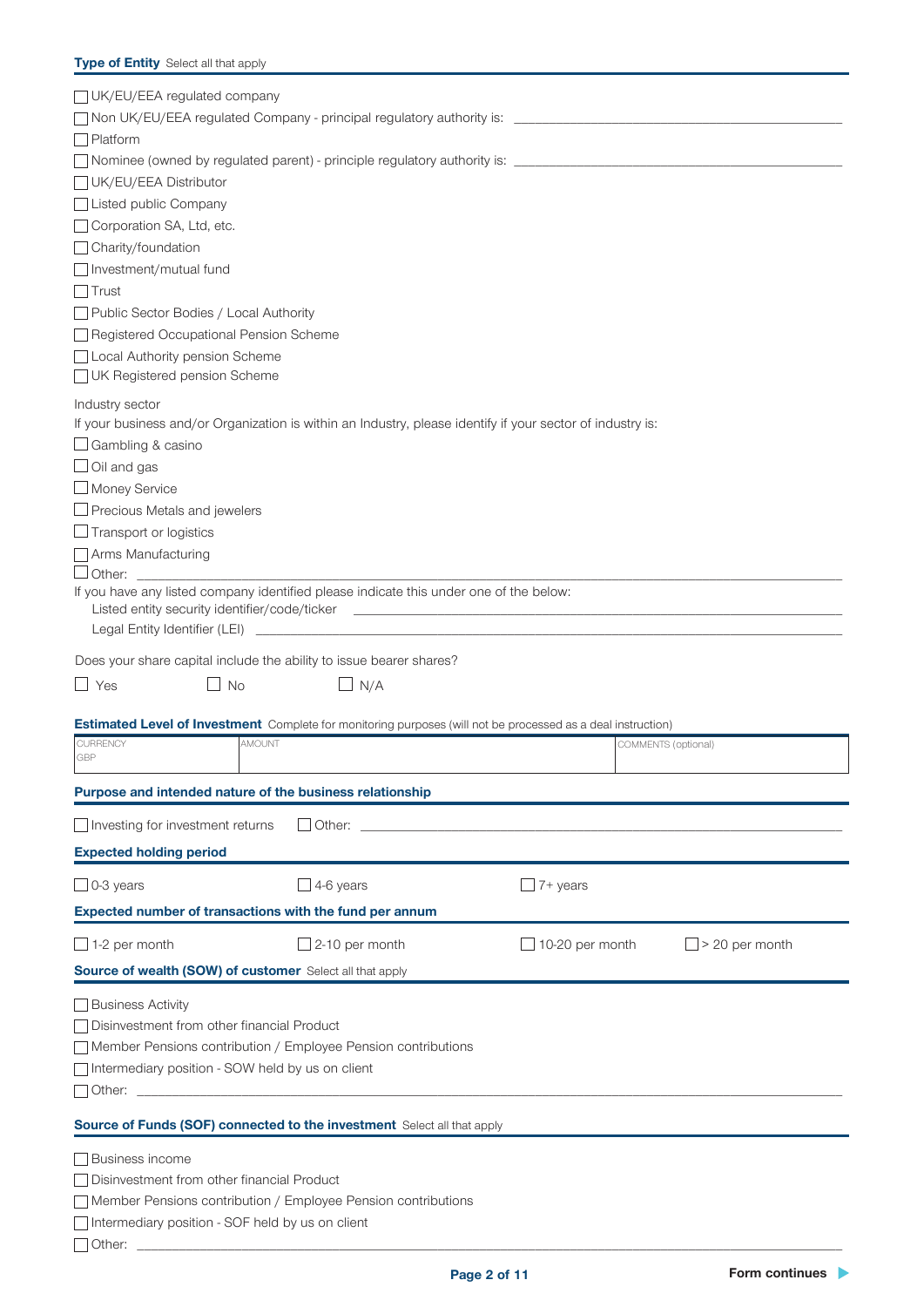**Type of Entity** Select all that apply

- [ ] UK/EU/EEA regulated company
- [ ] Non UK/EU/EEA regulated Company - principal regulatory authority is: ______________________
- [ ] Platform
- [ ] Nominee (owned by regulated parent) - principle regulatory authority is: ______________________
- [ ] UK/EU/EEA Distributor
- [ ] Listed public Company
- [ ] Corporation SA, Ltd, etc.
- [ ] Charity/foundation
- [ ] Investment/mutual fund
- [ ] Trust
- [ ] Public Sector Bodies / Local Authority
- [ ] Registered Occupational Pension Scheme
- [ ] Local Authority pension Scheme
- [ ] UK Registered pension Scheme

Industry sector

If your business and/or Organization is within an Industry, please identify if your sector of industry is:

- [ ] Gambling & casino
- [ ] Oil and gas
- [ ] Money Service
- [ ] Precious Metals and jewelers
- [ ] Transport or logistics
- [ ] Arms Manufacturing
- [ ] Other: ______________________

If you have any listed company identified please indicate this under one of the below:

Listed entity security identifier/code/ticker ______________________

Legal Entity Identifier (LEI) ______________________

Does your share capital include the ability to issue bearer shares?

- [ ] Yes
- [ ] No
- [ ] N/A

**Estimated Level of Investment** Complete for monitoring purposes (will not be processed as a deal instruction)

| CURRENCY | AMOUNT | COMMENTS (optional) |
|---|---|---|
| GBP | | |

**Purpose and intended nature of the business relationship**

- [ ] Investing for investment returns
- [ ] Other: ______________________

**Expected holding period**

- [ ] 0-3 years
- [ ] 4-6 years
- [ ] 7+ years

**Expected number of transactions with the fund per annum**

- [ ] 1-2 per month
- [ ] 2-10 per month
- [ ] 10-20 per month
- [ ] > 20 per month

**Source of wealth (SOW) of customer** Select all that apply

- [ ] Business Activity
- [ ] Disinvestment from other financial Product
- [ ] Member Pensions contribution / Employee Pension contributions
- [ ] Intermediary position - SOW held by us on client
- [ ] Other: ______________________

**Source of Funds (SOF) connected to the investment** Select all that apply

- [ ] Business income
- [ ] Disinvestment from other financial Product
- [ ] Member Pensions contribution / Employee Pension contributions
- [ ] Intermediary position - SOF held by us on client
- [ ] Other: ______________________

**Form continues**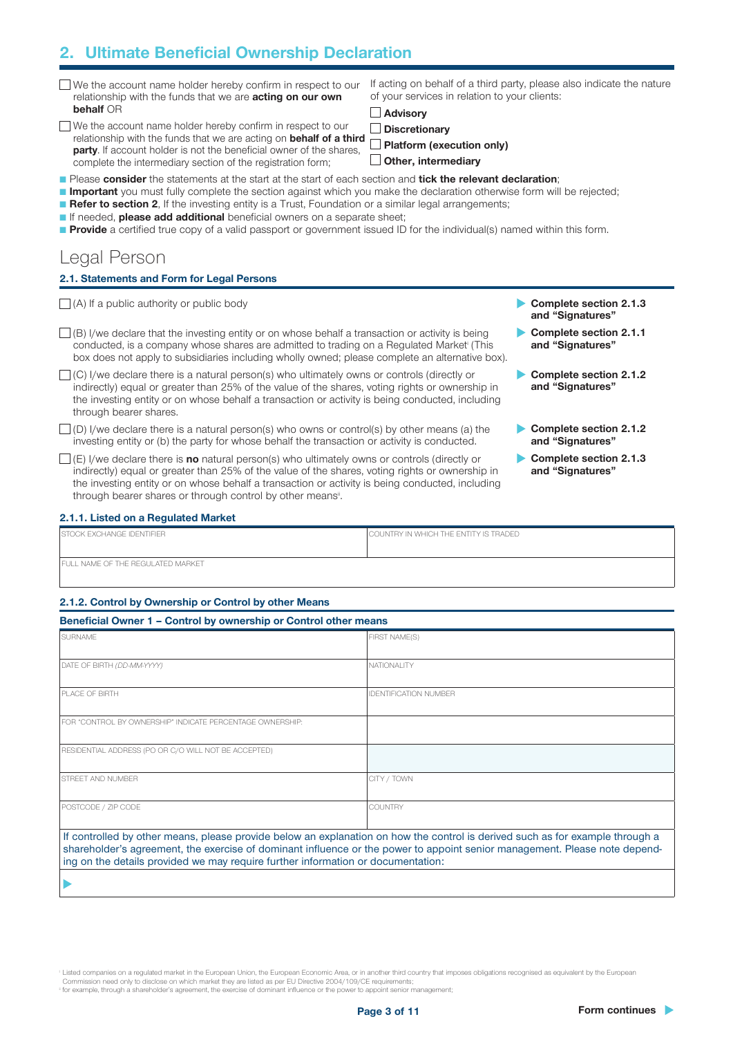## 2. Ultimate Beneficial Ownership Declaration

☐ We the account name holder hereby confirm in respect to our relationship with the funds that we are **acting on our own behalf** OR

☐ We the account name holder hereby confirm in respect to our relationship with the funds that we are acting on **behalf of a third party**. If account holder is not the beneficial owner of the shares, complete the intermediary section of the registration form;

If acting on behalf of a third party, please also indicate the nature of your services in relation to your clients:

☐ **Advisory**

☐ **Discretionary**

☐ **Platform (execution only)**

☐ **Other, intermediary**

- Please **consider** the statements at the start of each section and **tick the relevant declaration**;
- **Important** you must fully complete the section against which you make the declaration otherwise form will be rejected;
- **Refer to section 2**, If the investing entity is a Trust, Foundation or a similar legal arrangements;
- If needed, **please add additional** beneficial owners on a separate sheet;
- **Provide** a certified true copy of a valid passport or government issued ID for the individual(s) named within this form.

# Legal Person

### 2.1. Statements and Form for Legal Persons

| Statement | Action |
|---|---|
| ☐ (A) If a public authority or public body | **Complete section 2.1.3 and "Signatures"** |
| ☐ (B) I/we declare that the investing entity or on whose behalf a transaction or activity is being conducted, is a company whose shares are admitted to trading on a Regulated Market[i] (This box does not apply to subsidiaries including wholly owned; please complete an alternative box). | **Complete section 2.1.1 and "Signatures"** |
| ☐ (C) I/we declare there is a natural person(s) who ultimately owns or controls (directly or indirectly) equal or greater than 25% of the value of the shares, voting rights or ownership in the investing entity or on whose behalf a transaction or activity is being conducted, including through bearer shares. | **Complete section 2.1.2 and "Signatures"** |
| ☐ (D) I/we declare there is a natural person(s) who owns or control(s) by other means (a) the investing entity or (b) the party for whose behalf the transaction or activity is conducted. | **Complete section 2.1.2 and "Signatures"** |
| ☐ (E) I/we declare there is **no** natural person(s) who ultimately owns or controls (directly or indirectly) equal or greater than 25% of the value of the shares, voting rights or ownership in the investing entity or on whose behalf a transaction or activity is being conducted, including through bearer shares or through control by other means[ii]. | **Complete section 2.1.3 and "Signatures"** |

### 2.1.1. Listed on a Regulated Market

| STOCK EXCHANGE IDENTIFIER | COUNTRY IN WHICH THE ENTITY IS TRADED |
|---|---|
| FULL NAME OF THE REGULATED MARKET | |

### 2.1.2. Control by Ownership or Control by other Means

**Beneficial Owner 1 – Control by ownership or Control other means**

| SURNAME | FIRST NAME(S) |
|---|---|
| DATE OF BIRTH *(DD-MM-YYYY)* | NATIONALITY |
| PLACE OF BIRTH | IDENTIFICATION NUMBER |
| FOR "CONTROL BY OWNERSHIP" INDICATE PERCENTAGE OWNERSHIP: | |
| RESIDENTIAL ADDRESS (PO OR C/O WILL NOT BE ACCEPTED) | |
| STREET AND NUMBER | CITY / TOWN |
| POSTCODE / ZIP CODE | COUNTRY |

If controlled by other means, please provide below an explanation on how the control is derived such as for example through a shareholder's agreement, the exercise of dominant influence or the power to appoint senior management. Please note depending on the details provided we may require further information or documentation:

▶

[i] Listed companies on a regulated market in the European Union, the European Economic Area, or in another third country that imposes obligations recognised as equivalent by the European Commission need only to disclose on which market they are listed as per EU Directive 2004/109/CE requirements;
[ii] for example, through a shareholder's agreement, the exercise of dominant influence or the power to appoint senior management;

Form continues ▶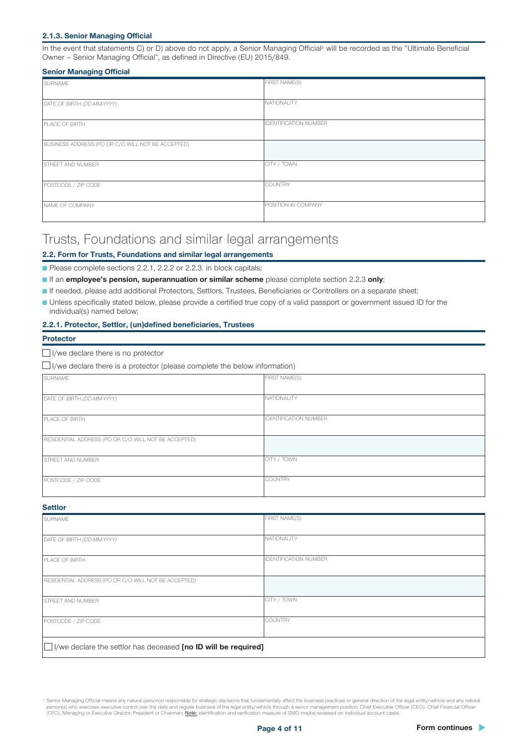### 2.1.3. Senior Managing Official

In the event that statements C) or D) above do not apply, a Senior Managing Official[iii] will be recorded as the "Ultimate Beneficial Owner – Senior Managing Official", as defined in Directive (EU) 2015/849.

**Senior Managing Official**

| SURNAME | FIRST NAME(S) |
|---|---|
| DATE OF BIRTH *(DD-MM-YYYY)* | NATIONALITY |
| PLACE OF BIRTH | IDENTIFICATION NUMBER |
| BUSINESS ADDRESS (PO OR C/O WILL NOT BE ACCEPTED) | |
| STREET AND NUMBER | CITY / TOWN |
| POSTCODE / ZIP CODE | COUNTRY |
| NAME OF COMPANY | POSITION IN COMPANY |

# Trusts, Foundations and similar legal arrangements

### 2.2. Form for Trusts, Foundations and similar legal arrangements

- Please complete sections 2.2.1, 2.2.2 or 2.2.3. in block capitals;
- If an **employee's pension, superannuation or similar scheme** please complete section 2.2.3 **only**;
- If needed, please add additional Protectors, Settlors, Trustees, Beneficiaries or Controllers on a separate sheet;
- Unless specifically stated below, please provide a certified true copy of a valid passport or government issued ID for the individual(s) named below;

### 2.2.1. Protector, Settlor, (un)defined beneficiaries, Trustees

**Protector**

☐ I/we declare there is no protector

☐ I/we declare there is a protector (please complete the below information)

| SURNAME | FIRST NAME(S) |
|---|---|
| DATE OF BIRTH *(DD-MM-YYYY)* | NATIONALITY |
| PLACE OF BIRTH | IDENTIFICATION NUMBER |
| RESIDENTIAL ADDRESS (PO OR C/O WILL NOT BE ACCEPTED) | |
| STREET AND NUMBER | CITY / TOWN |
| POSTCODE / ZIP CODE | COUNTRY |

**Settlor**

| SURNAME | FIRST NAME(S) |
|---|---|
| DATE OF BIRTH *(DD-MM-YYYY)* | NATIONALITY |
| PLACE OF BIRTH | IDENTIFICATION NUMBER |
| RESIDENTIAL ADDRESS (PO OR C/O WILL NOT BE ACCEPTED) | |
| STREET AND NUMBER | CITY / TOWN |
| POSTCODE / ZIP CODE | COUNTRY |
| ☐ I/we declare the settlor has deceased **[no ID will be required]** | |

[iii] Senior Managing Official means any natural person(s) responsible for strategic decisions that fundamentally affect the business practices or general direction of the legal entity/vehicle and any natural person(s) who exercises executive control over the daily and regular business of the legal entity/vehicle through a senior management position, Chief Executive Officer (CEO), Chief Financial Officer (CFO), Managing or Executive Director, President or Chairman; Note: identification and verification measure of SMO maybe reviewed on individual account cases.

**Form continues**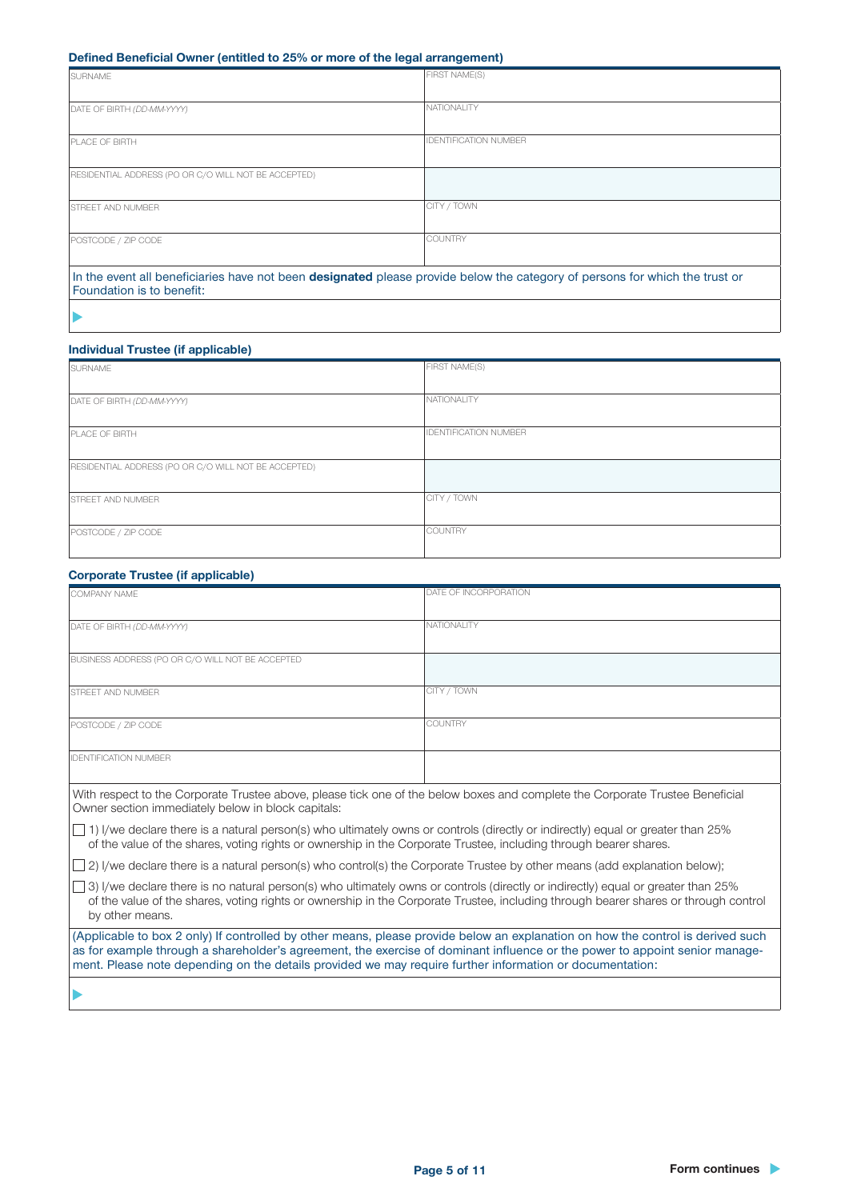### Defined Beneficial Owner (entitled to 25% or more of the legal arrangement)

| | |
|---|---|
| SURNAME | FIRST NAME(S) |
| DATE OF BIRTH *(DD-MM-YYYY)* | NATIONALITY |
| PLACE OF BIRTH | IDENTIFICATION NUMBER |
| RESIDENTIAL ADDRESS (PO OR C/O WILL NOT BE ACCEPTED) | |
| STREET AND NUMBER | CITY / TOWN |
| POSTCODE / ZIP CODE | COUNTRY |

In the event all beneficiaries have not been **designated** please provide below the category of persons for which the trust or Foundation is to benefit:

▶

### Individual Trustee (if applicable)

| | |
|---|---|
| SURNAME | FIRST NAME(S) |
| DATE OF BIRTH *(DD-MM-YYYY)* | NATIONALITY |
| PLACE OF BIRTH | IDENTIFICATION NUMBER |
| RESIDENTIAL ADDRESS (PO OR C/O WILL NOT BE ACCEPTED) | |
| STREET AND NUMBER | CITY / TOWN |
| POSTCODE / ZIP CODE | COUNTRY |

### Corporate Trustee (if applicable)

| | |
|---|---|
| COMPANY NAME | DATE OF INCORPORATION |
| DATE OF BIRTH *(DD-MM-YYYY)* | NATIONALITY |
| BUSINESS ADDRESS (PO OR C/O WILL NOT BE ACCEPTED | |
| STREET AND NUMBER | CITY / TOWN |
| POSTCODE / ZIP CODE | COUNTRY |
| IDENTIFICATION NUMBER | |

With respect to the Corporate Trustee above, please tick one of the below boxes and complete the Corporate Trustee Beneficial Owner section immediately below in block capitals:

☐ 1) I/we declare there is a natural person(s) who ultimately owns or controls (directly or indirectly) equal or greater than 25% of the value of the shares, voting rights or ownership in the Corporate Trustee, including through bearer shares.

☐ 2) I/we declare there is a natural person(s) who control(s) the Corporate Trustee by other means (add explanation below);

☐ 3) I/we declare there is no natural person(s) who ultimately owns or controls (directly or indirectly) equal or greater than 25% of the value of the shares, voting rights or ownership in the Corporate Trustee, including through bearer shares or through control by other means.

(Applicable to box 2 only) If controlled by other means, please provide below an explanation on how the control is derived such as for example through a shareholder's agreement, the exercise of dominant influence or the power to appoint senior management. Please note depending on the details provided we may require further information or documentation:

▶

Form continues ▶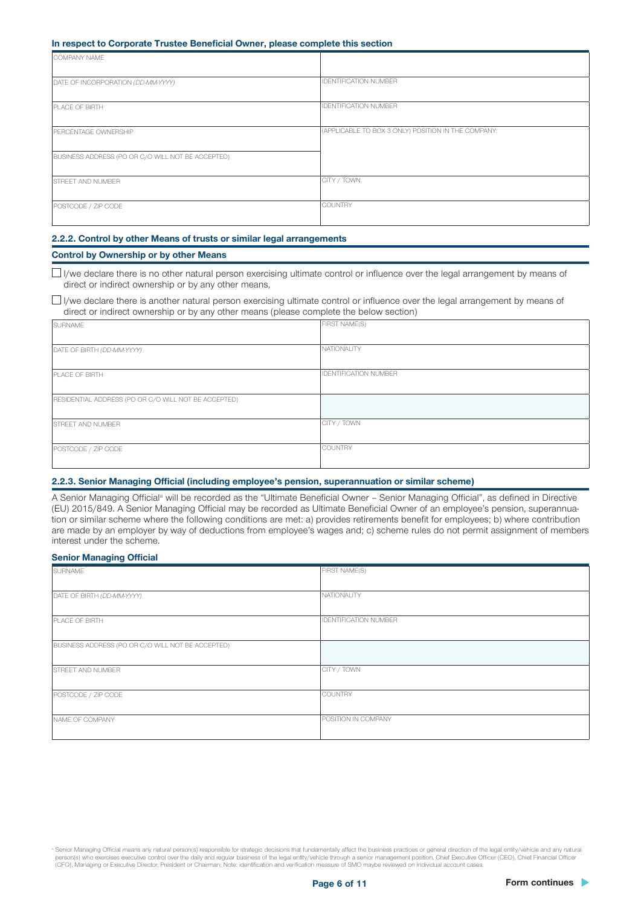**In respect to Corporate Trustee Beneficial Owner, please complete this section**

| | |
|---|---|
| COMPANY NAME | |
| DATE OF INCORPORATION *(DD-MM-YYYY)* | IDENTIFICATION NUMBER |
| PLACE OF BIRTH | IDENTIFICATION NUMBER |
| PERCENTAGE OWNERSHIP | (APPLICABLE TO BOX 3 ONLY) POSITION IN THE COMPANY: |
| BUSINESS ADDRESS (PO OR C/O WILL NOT BE ACCEPTED) | |
| STREET AND NUMBER | CITY / TOWN |
| POSTCODE / ZIP CODE | COUNTRY |

### 2.2.2. Control by other Means of trusts or similar legal arrangements

**Control by Ownership or by other Means**

☐ I/we declare there is no other natural person exercising ultimate control or influence over the legal arrangement by means of direct or indirect ownership or by any other means,

☐ I/we declare there is another natural person exercising ultimate control or influence over the legal arrangement by means of direct or indirect ownership or by any other means (please complete the below section)

| | |
|---|---|
| SURNAME | FIRST NAME(S) |
| DATE OF BIRTH *(DD-MM-YYYY)* | NATIONALITY |
| PLACE OF BIRTH | IDENTIFICATION NUMBER |
| RESIDENTIAL ADDRESS (PO OR C/O WILL NOT BE ACCEPTED) | |
| STREET AND NUMBER | CITY / TOWN |
| POSTCODE / ZIP CODE | COUNTRY |

### 2.2.3. Senior Managing Official (including employee's pension, superannuation or similar scheme)

A Senior Managing Official[iii] will be recorded as the "Ultimate Beneficial Owner – Senior Managing Official", as defined in Directive (EU) 2015/849. A Senior Managing Official may be recorded as Ultimate Beneficial Owner of an employee's pension, superannuation or similar scheme where the following conditions are met: a) provides retirements benefit for employees; b) where contribution are made by an employer by way of deductions from employee's wages and; c) scheme rules do not permit assignment of members interest under the scheme.

**Senior Managing Official**

| | |
|---|---|
| SURNAME | FIRST NAME(S) |
| DATE OF BIRTH *(DD-MM-YYYY)* | NATIONALITY |
| PLACE OF BIRTH | IDENTIFICATION NUMBER |
| BUSINESS ADDRESS (PO OR C/O WILL NOT BE ACCEPTED) | |
| STREET AND NUMBER | CITY / TOWN |
| POSTCODE / ZIP CODE | COUNTRY |
| NAME OF COMPANY | POSITION IN COMPANY |

[iii] Senior Managing Official means any natural person(s) responsible for strategic decisions that fundamentally affect the business practices or general direction of the legal entity/vehicle and any natural person(s) who exercises executive control over the daily and regular business of the legal entity/vehicle through a senior management position, Chief Executive Officer (CEO), Chief Financial Officer (CFO), Managing or Executive Director, President or Chairman; Note: identification and verification measure of SMO maybe reviewed on individual account cases.

**Form continues**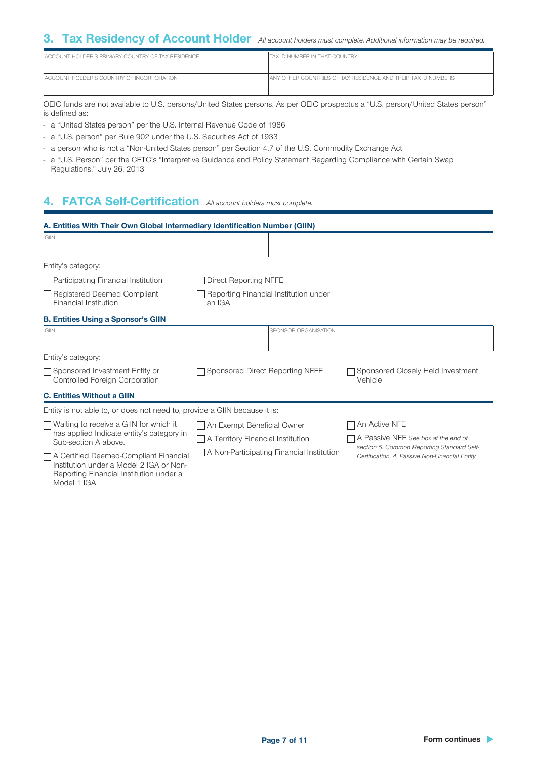## 3. Tax Residency of Account Holder *All account holders must complete. Additional information may be required.*

| ACCOUNT HOLDER'S PRIMARY COUNTRY OF TAX RESIDENCE | TAX ID NUMBER IN THAT COUNTRY |
|---|---|
| | |
| ACCOUNT HOLDER'S COUNTRY OF INCORPORATION | ANY OTHER COUNTRIES OF TAX RESIDENCE AND THEIR TAX ID NUMBERS |
| | |

OEIC funds are not available to U.S. persons/United States persons. As per OEIC prospectus a "U.S. person/United States person" is defined as:

- a "United States person" per the U.S. Internal Revenue Code of 1986
- a "U.S. person" per Rule 902 under the U.S. Securities Act of 1933
- a person who is not a "Non-United States person" per Section 4.7 of the U.S. Commodity Exchange Act
- a "U.S. Person" per the CFTC's "Interpretive Guidance and Policy Statement Regarding Compliance with Certain Swap Regulations," July 26, 2013

## 4. FATCA Self-Certification *All account holders must complete.*

### A. Entities With Their Own Global Intermediary Identification Number (GIIN)

| GIIN |
|---|
| |

Entity's category:

- ☐ Participating Financial Institution
- ☐ Direct Reporting NFFE
- ☐ Registered Deemed Compliant Financial Institution
- ☐ Reporting Financial Institution under an IGA

### B. Entities Using a Sponsor's GIIN

| GIIN | SPONSOR ORGANISATION |
|---|---|
| | |

Entity's category:

- ☐ Sponsored Investment Entity or Controlled Foreign Corporation
- ☐ Sponsored Direct Reporting NFFE
- ☐ Sponsored Closely Held Investment Vehicle

### C. Entities Without a GIIN

Entity is not able to, or does not need to, provide a GIIN because it is:

- ☐ Waiting to receive a GIIN for which it has applied Indicate entity's category in Sub-section A above.
- ☐ A Certified Deemed-Compliant Financial Institution under a Model 2 IGA or Non-Reporting Financial Institution under a Model 1 IGA
- ☐ An Exempt Beneficial Owner
- ☐ A Territory Financial Institution
- ☐ A Non-Participating Financial Institution
- ☐ An Active NFE
- ☐ A Passive NFE *See box at the end of section 5. Common Reporting Standard Self-Certification, 4. Passive Non-Financial Entity*

Form continues ▶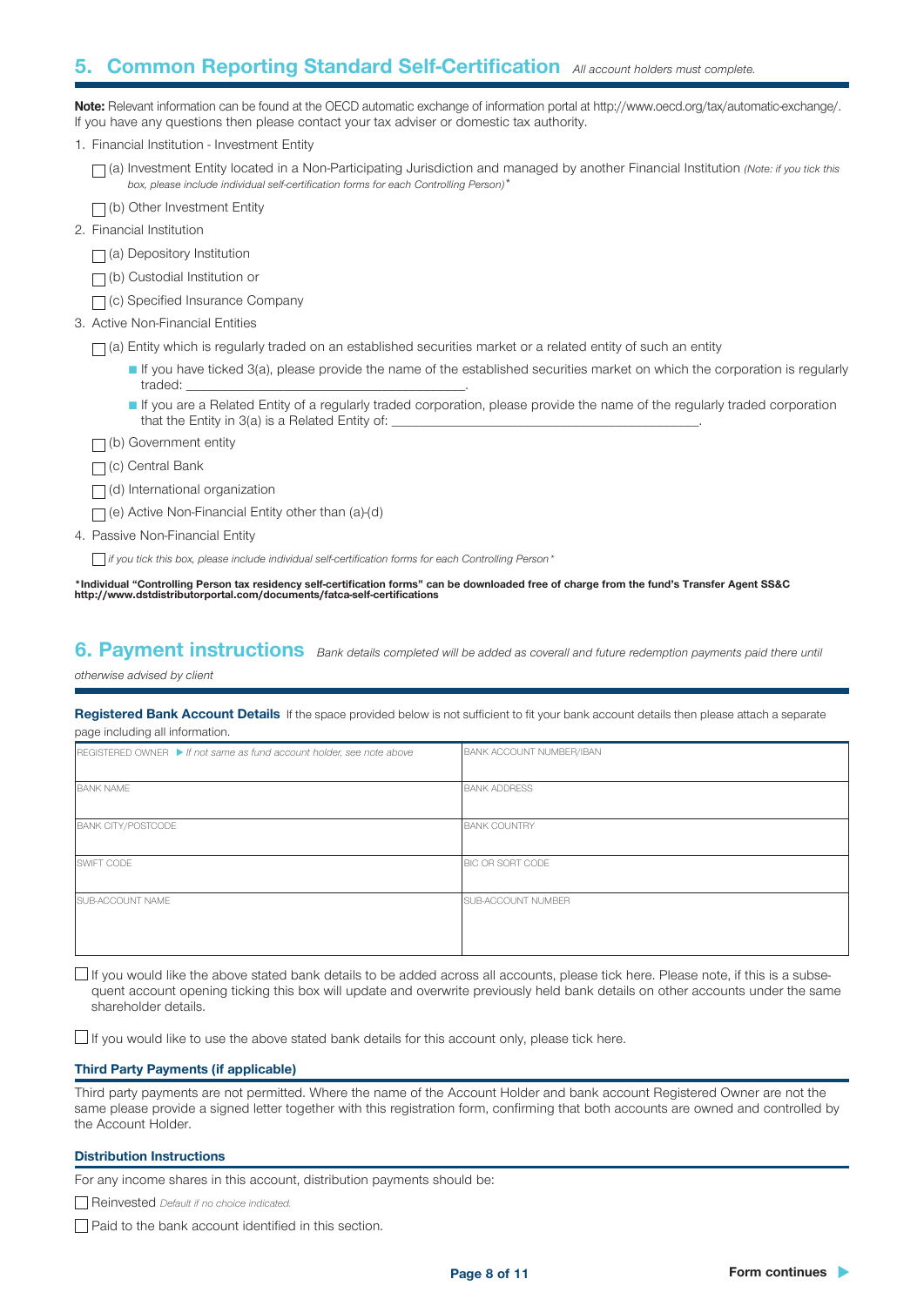## 5. Common Reporting Standard Self-Certification *All account holders must complete.*

**Note:** Relevant information can be found at the OECD automatic exchange of information portal at http://www.oecd.org/tax/automatic-exchange/. If you have any questions then please contact your tax adviser or domestic tax authority.

1. Financial Institution - Investment Entity

   ☐ (a) Investment Entity located in a Non-Participating Jurisdiction and managed by another Financial Institution *(Note: if you tick this box, please include individual self-certification forms for each Controlling Person)\**

   ☐ (b) Other Investment Entity

2. Financial Institution

   ☐ (a) Depository Institution

   ☐ (b) Custodial Institution or

   ☐ (c) Specified Insurance Company

3. Active Non-Financial Entities

   ☐ (a) Entity which is regularly traded on an established securities market or a related entity of such an entity

   - If you have ticked 3(a), please provide the name of the established securities market on which the corporation is regularly traded: \_\_\_\_\_\_\_\_\_\_\_\_\_\_\_\_\_\_\_\_\_\_\_\_\_\_\_\_\_\_\_\_\_\_.
   - If you are a Related Entity of a regularly traded corporation, please provide the name of the regularly traded corporation that the Entity in 3(a) is a Related Entity of: \_\_\_\_\_\_\_\_\_\_\_\_\_\_\_\_\_\_\_\_\_\_\_\_\_\_\_\_\_\_\_\_\_\_\_\_\_\_\_\_.

   ☐ (b) Government entity

   ☐ (c) Central Bank

   ☐ (d) International organization

   ☐ (e) Active Non-Financial Entity other than (a)-(d)

4. Passive Non-Financial Entity

   ☐ *If you tick this box, please include individual self-certification forms for each Controlling Person\**

**\*Individual "Controlling Person tax residency self-certification forms" can be downloaded free of charge from the fund's Transfer Agent SS&C http://www.dstdistributorportal.com/documents/fatca-self-certifications**

## 6. Payment instructions *Bank details completed will be added as coverall and future redemption payments paid there until otherwise advised by client*

**Registered Bank Account Details** If the space provided below is not sufficient to fit your bank account details then please attach a separate page including all information.

| REGISTERED OWNER ▶ *If not same as fund account holder, see note above* | BANK ACCOUNT NUMBER/IBAN |
|---|---|
| BANK NAME | BANK ADDRESS |
| BANK CITY/POSTCODE | BANK COUNTRY |
| SWIFT CODE | BIC OR SORT CODE |
| SUB-ACCOUNT NAME | SUB-ACCOUNT NUMBER |

☐ If you would like the above stated bank details to be added across all accounts, please tick here. Please note, if this is a subsequent account opening ticking this box will update and overwrite previously held bank details on other accounts under the same shareholder details.

☐ If you would like to use the above stated bank details for this account only, please tick here.

### Third Party Payments (if applicable)

Third party payments are not permitted. Where the name of the Account Holder and bank account Registered Owner are not the same please provide a signed letter together with this registration form, confirming that both accounts are owned and controlled by the Account Holder.

### Distribution Instructions

For any income shares in this account, distribution payments should be:

☐ Reinvested *Default if no choice indicated.*

☐ Paid to the bank account identified in this section.

Form continues ▶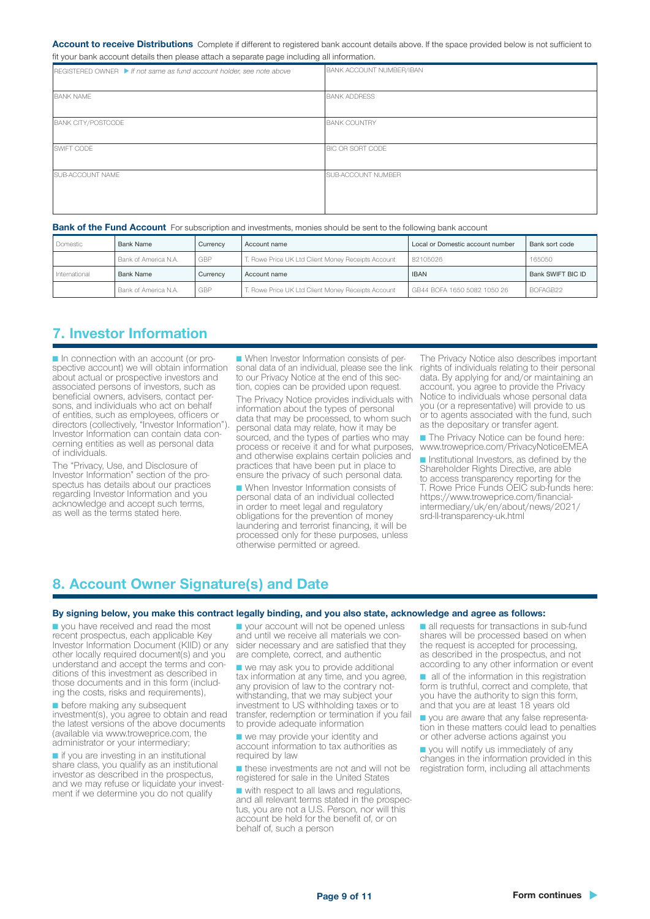**Account to receive Distributions** Complete if different to registered bank account details above. If the space provided below is not sufficient to fit your bank account details then please attach a separate page including all information.

| REGISTERED OWNER ▶ *If not same as fund account holder, see note above* | BANK ACCOUNT NUMBER/IBAN |
|---|---|
| BANK NAME | BANK ADDRESS |
| BANK CITY/POSTCODE | BANK COUNTRY |
| SWIFT CODE | BIC OR SORT CODE |
| SUB-ACCOUNT NAME | SUB-ACCOUNT NUMBER |

**Bank of the Fund Account** For subscription and investments, monies should be sent to the following bank account

| Domestic | Bank Name | Currency | Account name | Local or Domestic account number | Bank sort code |
|---|---|---|---|---|---|
| | Bank of America N.A. | GBP | T. Rowe Price UK Ltd Client Money Receipts Account | 82105026 | 165050 |
| International | Bank Name | Currency | Account name | IBAN | Bank SWIFT BIC ID |
| | Bank of America N.A. | GBP | T. Rowe Price UK Ltd Client Money Receipts Account | GB44 BOFA 1650 5082 1050 26 | BOFAGB22 |

## 7. Investor Information

- In connection with an account (or prospective account) we will obtain information about actual or prospective investors and associated persons of investors, such as beneficial owners, advisers, contact persons, and individuals who act on behalf of entities, such as employees, officers or directors (collectively, "Investor Information"). Investor Information can contain data concerning entities as well as personal data of individuals.

The "Privacy, Use, and Disclosure of Investor Information" section of the prospectus has details about our practices regarding Investor Information and you acknowledge and accept such terms, as well as the terms stated here.

- When Investor Information consists of personal data of an individual, please see the link to our Privacy Notice at the end of this section, copies can be provided upon request.

The Privacy Notice provides individuals with information about the types of personal data that may be processed, to whom such personal data may relate, how it may be sourced, and the types of parties who may process or receive it and for what purposes, and otherwise explains certain policies and practices that have been put in place to ensure the privacy of such personal data.

- When Investor Information consists of personal data of an individual collected in order to meet legal and regulatory obligations for the prevention of money laundering and terrorist financing, it will be processed only for these purposes, unless otherwise permitted or agreed.

The Privacy Notice also describes important rights of individuals relating to their personal data. By applying for and/or maintaining an account, you agree to provide the Privacy Notice to individuals whose personal data you (or a representative) will provide to us or to agents associated with the fund, such as the depositary or transfer agent.

- The Privacy Notice can be found here: www.troweprice.com/PrivacyNoticeEMEA
- Institutional Investors, as defined by the Shareholder Rights Directive, are able to access transparency reporting for the T. Rowe Price Funds OEIC sub-funds here: https://www.troweprice.com/financial-intermediary/uk/en/about/news/2021/srd-ll-transparency-uk.html

## 8. Account Owner Signature(s) and Date

**By signing below, you make this contract legally binding, and you also state, acknowledge and agree as follows:**

- you have received and read the most recent prospectus, each applicable Key Investor Information Document (KIID) or any other locally required document(s) and you understand and accept the terms and conditions of this investment as described in those documents and in this form (including the costs, risks and requirements),
- before making any subsequent investment(s), you agree to obtain and read the latest versions of the above documents (available via www.troweprice.com, the administrator or your intermediary;
- if you are investing in an institutional share class, you qualify as an institutional investor as described in the prospectus, and we may refuse or liquidate your investment if we determine you do not qualify
- your account will not be opened unless and until we receive all materials we consider necessary and are satisfied that they are complete, correct, and authentic
- we may ask you to provide additional tax information at any time, and you agree, any provision of law to the contrary notwithstanding, that we may subject your investment to US withholding taxes or to transfer, redemption or termination if you fail to provide adequate information
- we may provide your identity and account information to tax authorities as required by law
- these investments are not and will not be registered for sale in the United States
- with respect to all laws and regulations, and all relevant terms stated in the prospectus, you are not a U.S. Person, nor will this account be held for the benefit of, or on behalf of, such a person
- all requests for transactions in sub-fund shares will be processed based on when the request is accepted for processing, as described in the prospectus, and not according to any other information or event
- all of the information in this registration form is truthful, correct and complete, that you have the authority to sign this form, and that you are at least 18 years old
- you are aware that any false representation in these matters could lead to penalties or other adverse actions against you
- you will notify us immediately of any changes in the information provided in this registration form, including all attachments

Form continues ▶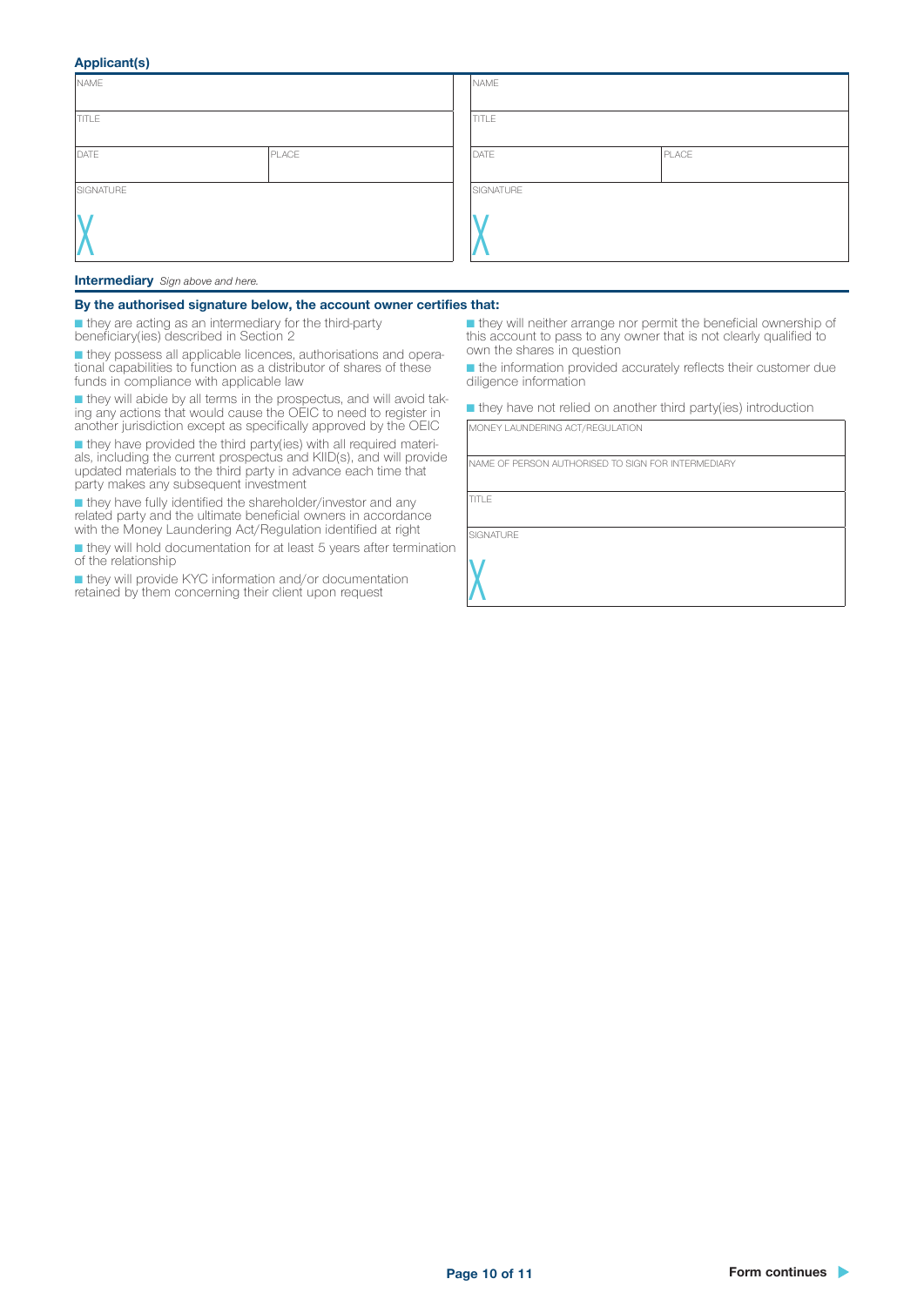### Applicant(s)

| NAME | | NAME | |
|---|---|---|---|
| TITLE | | TITLE | |
| DATE | PLACE | DATE | PLACE |
| SIGNATURE | | SIGNATURE | |
| X | | X | |

**Intermediary** *Sign above and here.*

**By the authorised signature below, the account owner certifies that:**

- they are acting as an intermediary for the third-party beneficiary(ies) described in Section 2
- they possess all applicable licences, authorisations and operational capabilities to function as a distributor of shares of these funds in compliance with applicable law
- they will abide by all terms in the prospectus, and will avoid taking any actions that would cause the OEIC to need to register in another jurisdiction except as specifically approved by the OEIC
- they have provided the third party(ies) with all required materials, including the current prospectus and KIID(s), and will provide updated materials to the third party in advance each time that party makes any subsequent investment
- they have fully identified the shareholder/investor and any related party and the ultimate beneficial owners in accordance with the Money Laundering Act/Regulation identified at right
- they will hold documentation for at least 5 years after termination of the relationship
- they will provide KYC information and/or documentation retained by them concerning their client upon request
- they will neither arrange nor permit the beneficial ownership of this account to pass to any owner that is not clearly qualified to own the shares in question
- the information provided accurately reflects their customer due diligence information
- they have not relied on another third party(ies) introduction

| MONEY LAUNDERING ACT/REGULATION |
|---|
| NAME OF PERSON AUTHORISED TO SIGN FOR INTERMEDIARY |
| TITLE |
| SIGNATURE |
| X |

Form continues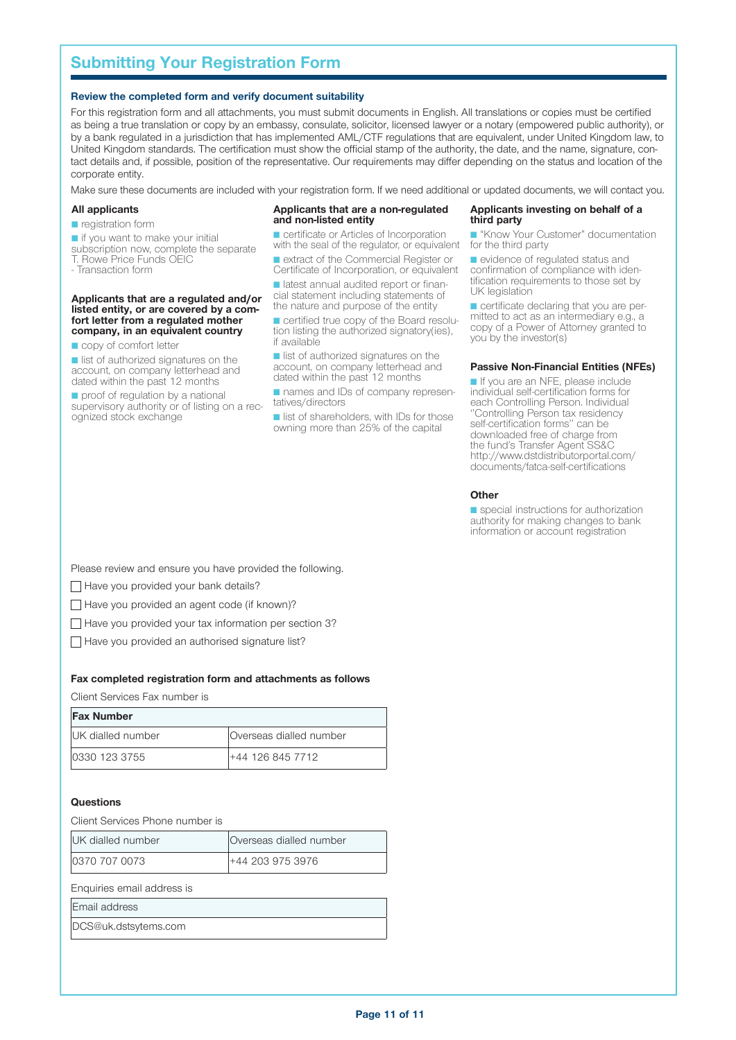## Submitting Your Registration Form

**Review the completed form and verify document suitability**

For this registration form and all attachments, you must submit documents in English. All translations or copies must be certified as being a true translation or copy by an embassy, consulate, solicitor, licensed lawyer or a notary (empowered public authority), or by a bank regulated in a jurisdiction that has implemented AML/CTF regulations that are equivalent, under United Kingdom law, to United Kingdom standards. The certification must show the official stamp of the authority, the date, and the name, signature, contact details and, if possible, position of the representative. Our requirements may differ depending on the status and location of the corporate entity.

Make sure these documents are included with your registration form. If we need additional or updated documents, we will contact you.

**All applicants**

- registration form
- if you want to make your initial subscription now, complete the separate T. Rowe Price Funds OEIC - Transaction form

**Applicants that are a regulated and/or listed entity, or are covered by a comfort letter from a regulated mother company, in an equivalent country**

- copy of comfort letter
- list of authorized signatures on the account, on company letterhead and dated within the past 12 months
- proof of regulation by a national supervisory authority or of listing on a recognized stock exchange

**Applicants that are a non-regulated and non-listed entity**

- certificate or Articles of Incorporation with the seal of the regulator, or equivalent
- extract of the Commercial Register or Certificate of Incorporation, or equivalent
- latest annual audited report or financial statement including statements of the nature and purpose of the entity
- certified true copy of the Board resolution listing the authorized signatory(ies), if available
- list of authorized signatures on the account, on company letterhead and dated within the past 12 months
- names and IDs of company representatives/directors
- list of shareholders, with IDs for those owning more than 25% of the capital

**Applicants investing on behalf of a third party**

- "Know Your Customer" documentation for the third party
- evidence of regulated status and confirmation of compliance with identification requirements to those set by UK legislation
- certificate declaring that you are permitted to act as an intermediary e.g., a copy of a Power of Attorney granted to you by the investor(s)

**Passive Non-Financial Entities (NFEs)**

- If you are an NFE, please include individual self-certification forms for each Controlling Person. Individual "Controlling Person tax residency self-certification forms" can be downloaded free of charge from the fund's Transfer Agent SS&C http://www.dstdistributorportal.com/documents/fatca-self-certifications

**Other**

- special instructions for authorization authority for making changes to bank information or account registration

Please review and ensure you have provided the following.

- ☐ Have you provided your bank details?
- ☐ Have you provided an agent code (if known)?
- ☐ Have you provided your tax information per section 3?
- ☐ Have you provided an authorised signature list?

**Fax completed registration form and attachments as follows**

Client Services Fax number is

| **Fax Number** | |
|---|---|
| UK dialled number | Overseas dialled number |
| 0330 123 3755 | +44 126 845 7712 |

**Questions**

Client Services Phone number is

| UK dialled number | Overseas dialled number |
|---|---|
| 0370 707 0073 | +44 203 975 3976 |

Enquiries email address is

| Email address |
|---|
| DCS@uk.dstsytems.com |